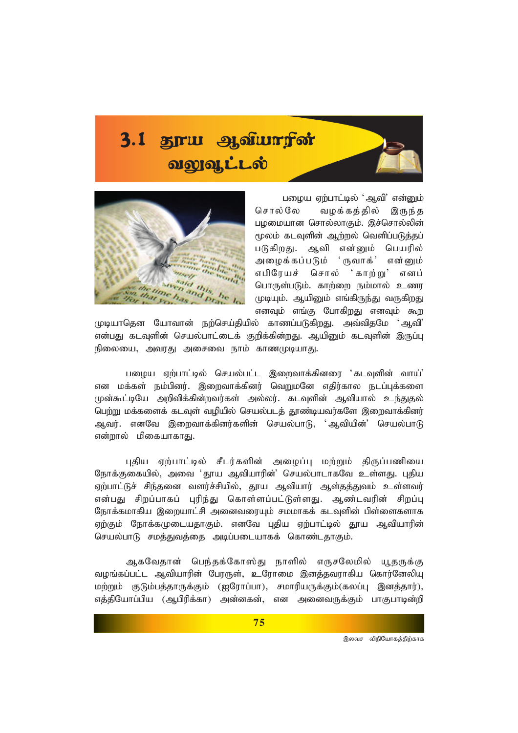# 3.1 தூய ஆவியாரின் வலுவூட்டல்

பழைய ஏற்பாட்டில் 'ஆவி' என்னும் சொல்லே வழக்கத்தில் இருந்த பழமையான சொல்லாகும். இச்சொல்லின் மூலம் கடவுளின் ஆற்றல் வெளிப்படுத்தப் படுகிறது. ஆவி என்னும் பெயரில் அழைக்கப்படும் 'ருவாக்' என்னும் எபிரேயச் சொல் 'காற்று' எனப் பொருள்படும். காற்றை நம்மால் உணர முடியும். ஆயினும் எங்கிருந்து வருகிறது எனவும் எங்கு போகிறது எனவும் கூற முடியாதென யோவான் நற்செய்தியில் காணப்படுகிறது. அவ்விதமே 'ஆவி' என்பது கடவுளின் செயல்பாட்டைக் குறிக்கின்றது. ஆயினும் கடவுளின் இருப்பு நிலையை, அவரது அசைவை நாம் காணமுடியாது.

பழைய ஏற்பாட்டில் செயல்பட்ட இறைவாக்கினரை 'கடவுளின் வாய்' என மக்கள் நம்பினர். இறைவாக்கினர் வெறுமனே எதிர்கால நடப்புக்களை முன்கூட்டியே அறிவிக்கின்றவர்கள் அல்லர். கடவுளின் ஆவியால் உந்துதல் பெற்று மக்களைக் கடவுள் வழியில் செயல்படத் தூண்டியவர்களே இறைவாக்கினர் ஆவர். எனவே இறைவாக்கினர்களின் செயல்பாடு, 'ஆவியின்' செயல்பாடு என்றால் மிகையாகாது.

புதிய ஏற்பாட்டில் சீடர்களின் அழைப்பு மற்றும் திருப்பணியை நோக்குகையில், அவை 'தூய ஆவியாரின்' செயல்பாடாகவே உள்ளது. புதிய ஏற்பாட்டுச் சிந்தனை வளர்ச்சியில், தூய ஆவியார் ஆள்தத்துவம் உள்ளவர் என்பது சிறப்பாகப் புரிந்து கொள்ளப்பட்டுள்ளது. ஆண்டவரின் சிறப்பு நோக்கமாகிய இறையாட்சி அனைவரையும் சமமாகக் கடவுளின் பிள்ளைகளாக ஏற்கும் நோக்கமுடையதாகும். எனவே புதிய ஏற்பாட்டில் தூய ஆவியாரின் செயல்பாடு சமத்துவத்தை அடிப்படையாகக் கொண்டதாகும்.

ஆகவேதான் பெந்தக்கோஸ்து நாளில் எருசலேமில் யூதருக்கு வழங்கப்பட்ட ஆவியாரின் பேரருள், உரோமை இனத்தவராகிய கொர்னேலியு மற்றும் குடும்பத்தாருக்கும் (ஐரோப்பா), சமாரியருக்கும்(கலப்பு இனத்தார்), எத்தியோப்பிய (ஆபிரிக்கா) அன்னகன், என அனைவருக்கும் பாகுபாடின்றி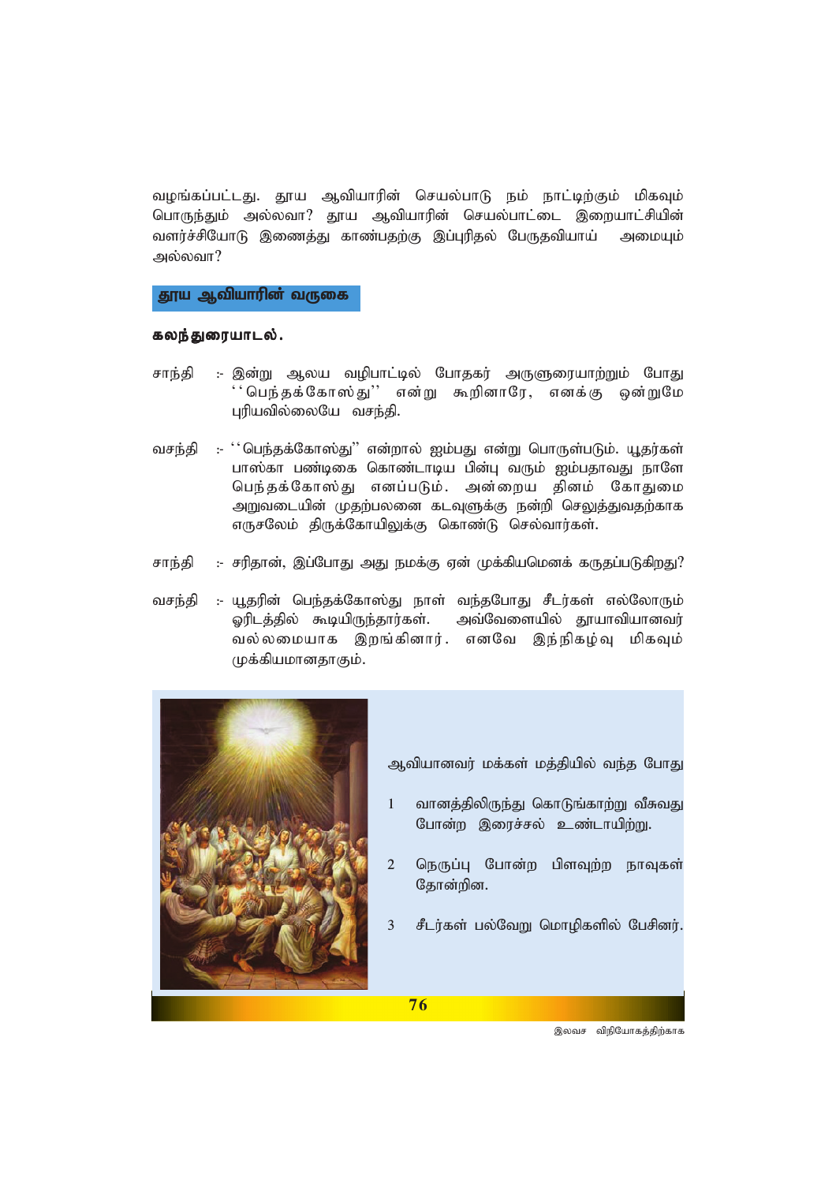வழங்கப்பட்டது. தூய ஆவியாரின் செயல்பாடு நம் நாட்டிற்கும் மிகவும் பொருந்தும் அல்லவா? தூய ஆவியாரின் செயல்பாட்டை இறையாட்சியின் வளர்ச்சியோடு இணைத்து காண்பதற்கு இப்புரிதல் பேருதவியாய் அமையும் அல்லவா?

## தூய ஆவியாரின் வருகை

**கலந்துரையாடல்.**

சாந்தி :- இன்று ஆலய வழிபாட்டில் போதகர் அருளுரையாற்றும் போது ''பெந்தக்கோஸ்து'' என்று கூறினாரே, எனக்கு ஒன்றுமே புரியவில்லையே வசந்தி.

வசந்தி :- ''பெந்தக்கோஸ்து'' என்றால் ஐம்பது என்று பொருள்படும். யூதர்கள் பாஸ்கா பண்டிகை கொண்டாடிய பின்பு வரும் ஐம்பதாவது நாளே பெந்தக்கோஸ்து எனப்படும். அன்றைய தினம் கோதுமை அறுவடையின் முதற்பலனை கடவுளுக்கு நன்றி செலுத்துவதற்காக எருசலேம் திருக்கோயிலுக்கு கொண்டு செல்வார்கள்.

சாந்தி :- சரிதான், இப்போது அது நமக்கு ஏன் முக்கியமெனக் கருதப்படுகிறது?

வசந்தி :- யூதரின் பெந்தக்கோஸ்து நாள் வந்தபோது சீடர்கள் எல்லோரும் ஓரிடத்தில் கூடியிருந்தார்கள். அவ்வேளையில் தூயாவியானவர் வல்லமையாக இறங்கினார். எனவே இந்நிகழ்வு மிகவும் முக்கியமானதாகும்.

ஆவியானவர் மக்கள் மத்தியில் வந்த போது

1. வானத்திலிருந்து கொடுங்காற்று வீசுவது போன்ற இரைச்சல் உண்டாயிற்று.
2. நெருப்பு போன்ற பிளவுற்ற நாவுகள் தோன்றின.
3. சீடர்கள் பல்வேறு மொழிகளில் பேசினர்.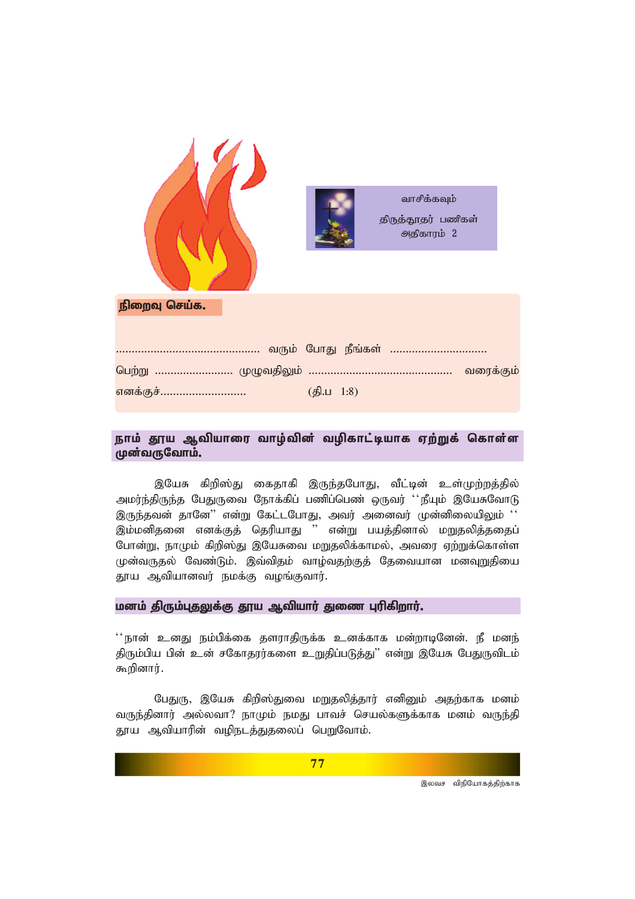வாசிக்கவும்

திருத்தூதர் பணிகள்

அதிகாரம் 2

**நிறைவு செய்க.**

............................................. வரும் போது நீங்கள் ..............................
பெற்று ........................ முழுவதிலும் ............................................ வரைக்கும்
எனக்குச்........................... (தி.ப 1:8)

## நாம் தூய ஆவியாரை வாழ்வின் வழிகாட்டியாக ஏற்றுக் கொள்ள முன்வருவோம்.

இயேசு கிறிஸ்து கைதாகி இருந்தபோது, வீட்டின் உள்முற்றத்தில் அமர்ந்திருந்த பேதுருவை நோக்கிப் பணிப்பெண் ஒருவர் ''நீயும் இயேசுவோடு இருந்தவன் தானே'' என்று கேட்டபோது, அவர் அனைவர் முன்னிலையிலும் '' இம்மனிதனை எனக்குத் தெரியாது '' என்று பயத்தினால் மறுதலித்ததைப் போன்று, நாமும் கிறிஸ்து இயேசுவை மறுதலிக்காமல், அவரை ஏற்றுக்கொள்ள முன்வருதல் வேண்டும். இவ்விதம் வாழ்வதற்குத் தேவையான மனவுறுதியை தூய ஆவியானவர் நமக்கு வழங்குவார்.

## மனம் திரும்புதலுக்கு தூய ஆவியார் துணை புரிகிறார்.

''நான் உனது நம்பிக்கை தளராதிருக்க உனக்காக மன்றாடினேன். நீ மனந் திரும்பிய பின் உன் சகோதரர்களை உறுதிப்படுத்து'' என்று இயேசு பேதுருவிடம் கூறினார்.

பேதுரு, இயேசு கிறிஸ்துவை மறுதலித்தார் எனினும் அதற்காக மனம் வருந்தினார் அல்லவா? நாமும் நமது பாவச் செயல்களுக்காக மனம் வருந்தி தூய ஆவியாரின் வழிநடத்துதலைப் பெறுவோம்.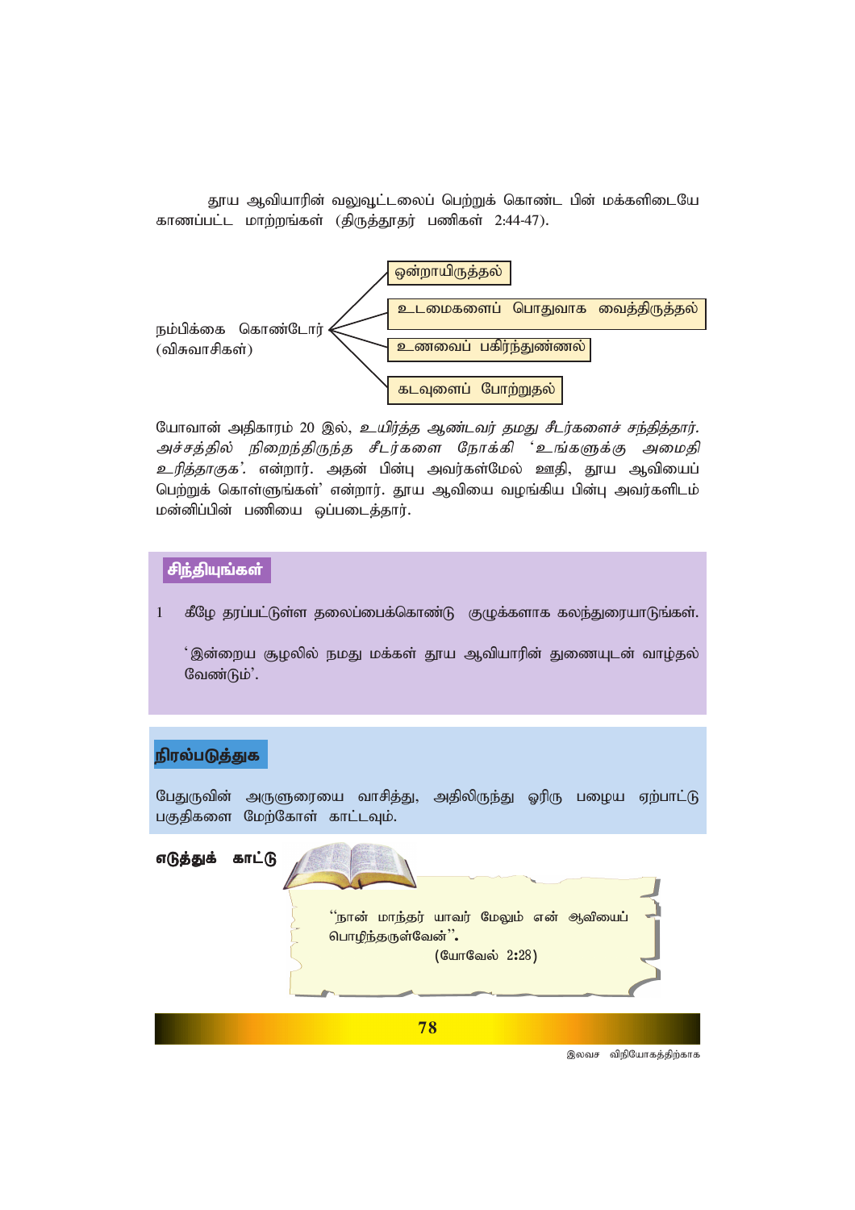தூய ஆவியாரின் வலுவூட்டலைப் பெற்றுக் கொண்ட பின் மக்களிடையே காணப்பட்ட மாற்றங்கள் (திருத்தூதர் பணிகள் 2:44-47).

நம்பிக்கை கொண்டோர் (விசுவாசிகள்)

- ஒன்றாயிருத்தல்
- உடமைகளைப் பொதுவாக வைத்திருத்தல்
- உணவைப் பகிர்ந்துண்ணல்
- கடவுளைப் போற்றுதல்

யோவான் அதிகாரம் 20 இல், *உயிர்த்த ஆண்டவர் தமது சீடர்களைச் சந்தித்தார். அச்சத்தில் நிறைந்திருந்த சீடர்களை நோக்கி* 'உங்களுக்கு *அமைதி* உரித்தாகுக'. என்றார். அதன் பின்பு அவர்கள்மேல் ஊதி, தூய ஆவியைப் பெற்றுக் கொள்ளுங்கள்' என்றார். தூய ஆவியை வழங்கிய பின்பு அவர்களிடம் மன்னிப்பின் பணியை ஒப்படைத்தார்.

## சிந்தியுங்கள்

1 கீழே தரப்பட்டுள்ள தலைப்பைக்கொண்டு குழுக்களாக கலந்துரையாடுங்கள்.

'இன்றைய சூழலில் நமது மக்கள் தூய ஆவியாரின் துணையுடன் வாழ்தல் வேண்டும்'.

## நிரல்படுத்துக

பேதுருவின் அருளுரையை வாசித்து, அதிலிருந்து ஓரிரு பழைய ஏற்பாட்டு பகுதிகளை மேற்கோள் காட்டவும்.

**எடுத்துக் காட்டு**

"நான் மாந்தர் யாவர் மேலும் என் ஆவியைப் பொழிந்தருள்வேன்".
(யோவேல் 2:28)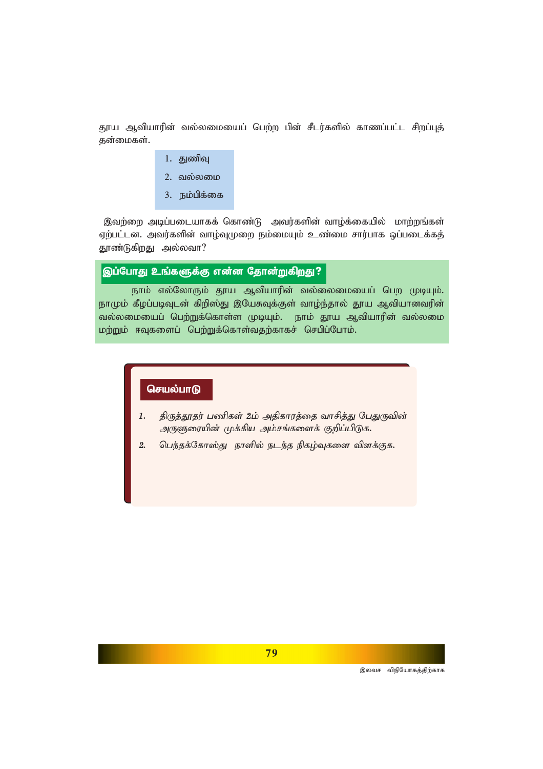தூய ஆவியாரின் வல்லமையைப் பெற்ற பின் சீடர்களில் காணப்பட்ட சிறப்புத் தன்மைகள்.

1. துணிவு
2. வல்லமை
3. நம்பிக்கை

இவற்றை அடிப்படையாகக் கொண்டு அவர்களின் வாழ்க்கையில் மாற்றங்கள் ஏற்பட்டன. அவர்களின் வாழ்வுமுறை நம்மையும் உண்மை சார்பாக ஒப்படைக்கத் தூண்டுகிறது அல்லவா?

## இப்போது உங்களுக்கு என்ன தோன்றுகிறது?

நாம் எல்லோரும் தூய ஆவியாரின் வல்லைமையைப் பெற முடியும். நாமும் கீழ்ப்படிவுடன் கிறிஸ்து இயேசுவுக்குள் வாழ்ந்தால் தூய ஆவியானவரின் வல்லமையைப் பெற்றுக்கொள்ள முடியும். நாம் தூய ஆவியாரின் வல்லமை மற்றும் ஈவுகளைப் பெற்றுக்கொள்வதற்காகச் செபிப்போம்.

## செயல்பாடு

1. *திருத்தூதர் பணிகள் 2ம் அதிகாரத்தை வாசித்து பேதுருவின் அருளுரையின் முக்கிய அம்சங்களைக் குறிப்பிடுக.*
2. *பெந்தக்கோஸ்து நாளில் நடந்த நிகழ்வுகளை விளக்குக.*